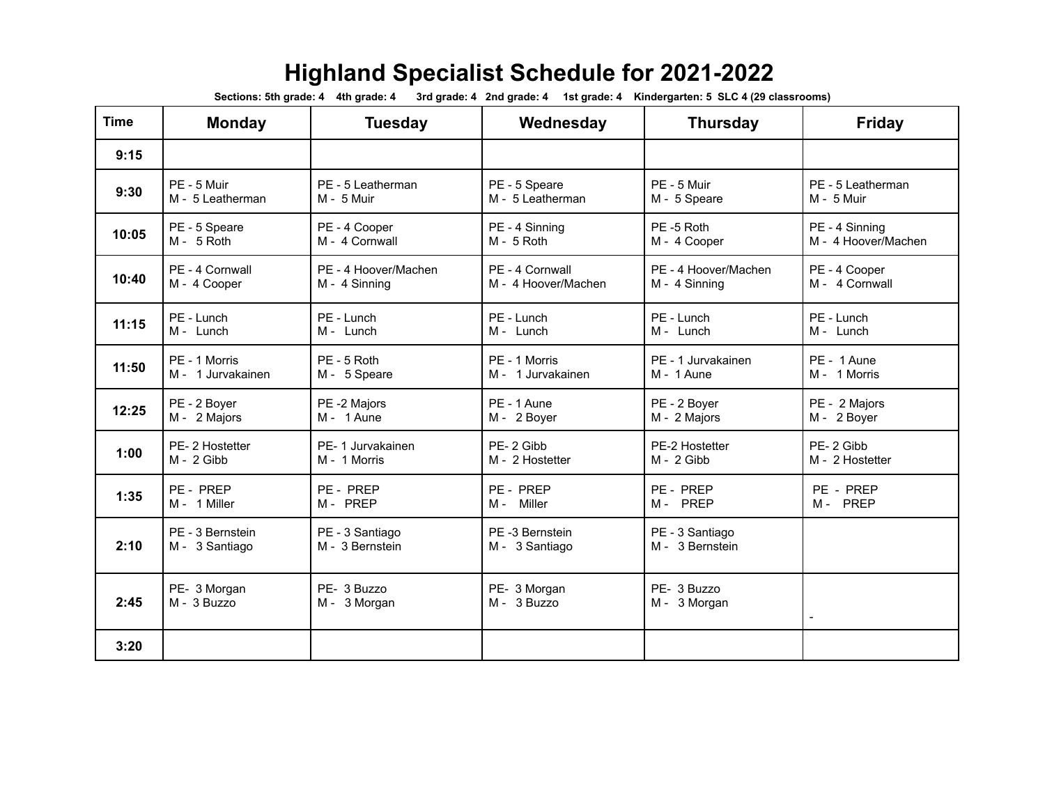# Highland Specialist Schedule for 2021-2022

**Sections: 5th grade: 4 4th grade: 4 3rd grade: 4 2nd grade: 4 1st grade: 4 Kindergarten: 5 SLC 4 (29 classrooms)**

| Time | Monday | Tuesday | Wednesday | Thursday | Friday |
|---|---|---|---|---|---|
| 9:15 | | | | | |
| 9:30 | PE - 5 Muir<br>M - 5 Leatherman | PE - 5 Leatherman<br>M - 5 Muir | PE - 5 Speare<br>M - 5 Leatherman | PE - 5 Muir<br>M - 5 Speare | PE - 5 Leatherman<br>M - 5 Muir |
| 10:05 | PE - 5 Speare<br>M - 5 Roth | PE - 4 Cooper<br>M - 4 Cornwall | PE - 4 Sinning<br>M - 5 Roth | PE -5 Roth<br>M - 4 Cooper | PE - 4 Sinning<br>M - 4 Hoover/Machen |
| 10:40 | PE - 4 Cornwall<br>M - 4 Cooper | PE - 4 Hoover/Machen<br>M - 4 Sinning | PE - 4 Cornwall<br>M - 4 Hoover/Machen | PE - 4 Hoover/Machen<br>M - 4 Sinning | PE - 4 Cooper<br>M - 4 Cornwall |
| 11:15 | PE - Lunch<br>M - Lunch | PE - Lunch<br>M - Lunch | PE - Lunch<br>M - Lunch | PE - Lunch<br>M - Lunch | PE - Lunch<br>M - Lunch |
| 11:50 | PE - 1 Morris<br>M - 1 Jurvakainen | PE - 5 Roth<br>M - 5 Speare | PE - 1 Morris<br>M - 1 Jurvakainen | PE - 1 Jurvakainen<br>M - 1 Aune | PE - 1 Aune<br>M - 1 Morris |
| 12:25 | PE - 2 Boyer<br>M - 2 Majors | PE -2 Majors<br>M - 1 Aune | PE - 1 Aune<br>M - 2 Boyer | PE - 2 Boyer<br>M - 2 Majors | PE - 2 Majors<br>M - 2 Boyer |
| 1:00 | PE- 2 Hostetter<br>M - 2 Gibb | PE- 1 Jurvakainen<br>M - 1 Morris | PE- 2 Gibb<br>M - 2 Hostetter | PE-2 Hostetter<br>M - 2 Gibb | PE- 2 Gibb<br>M - 2 Hostetter |
| 1:35 | PE - PREP<br>M - 1 Miller | PE - PREP<br>M - PREP | PE - PREP<br>M - Miller | PE - PREP<br>M - PREP | PE - PREP<br>M - PREP |
| 2:10 | PE - 3 Bernstein<br>M - 3 Santiago | PE - 3 Santiago<br>M - 3 Bernstein | PE -3 Bernstein<br>M - 3 Santiago | PE - 3 Santiago<br>M - 3 Bernstein | |
| 2:45 | PE- 3 Morgan<br>M - 3 Buzzo | PE- 3 Buzzo<br>M - 3 Morgan | PE- 3 Morgan<br>M - 3 Buzzo | PE- 3 Buzzo<br>M - 3 Morgan | - |
| 3:20 | | | | | |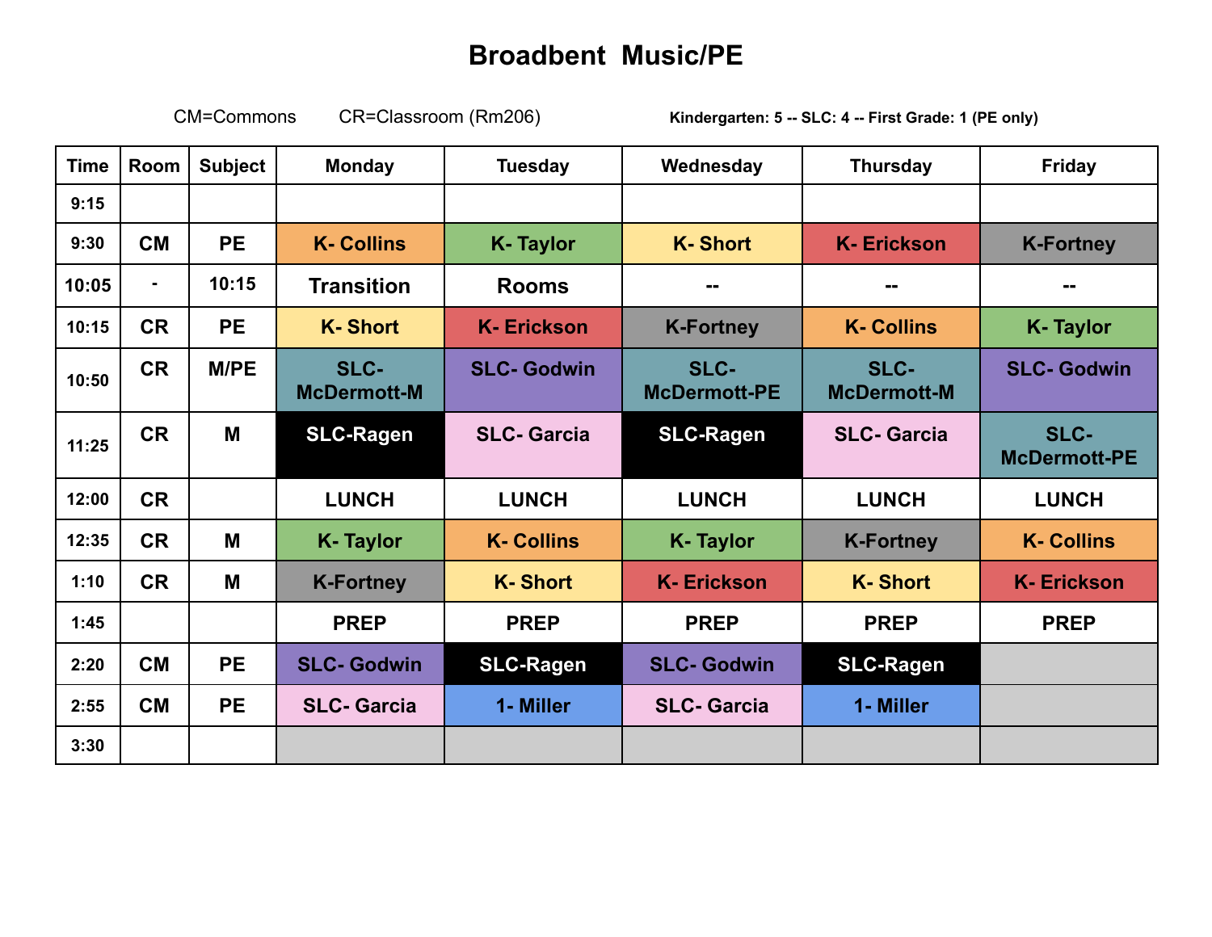# Broadbent Music/PE

CM=Commons    CR=Classroom (Rm206)    **Kindergarten: 5 -- SLC: 4 -- First Grade: 1 (PE only)**

| Time | Room | Subject | Monday | Tuesday | Wednesday | Thursday | Friday |
|---|---|---|---|---|---|---|---|
| 9:15 | | | | | | | |
| 9:30 | CM | PE | K- Collins | K- Taylor | K- Short | K- Erickson | K-Fortney |
| 10:05 | - | 10:15 | Transition | Rooms | -- | -- | -- |
| 10:15 | CR | PE | K- Short | K- Erickson | K-Fortney | K- Collins | K- Taylor |
| 10:50 | CR | M/PE | SLC- McDermott-M | SLC- Godwin | SLC- McDermott-PE | SLC- McDermott-M | SLC- Godwin |
| 11:25 | CR | M | SLC-Ragen | SLC- Garcia | SLC-Ragen | SLC- Garcia | SLC- McDermott-PE |
| 12:00 | CR | | LUNCH | LUNCH | LUNCH | LUNCH | LUNCH |
| 12:35 | CR | M | K- Taylor | K- Collins | K- Taylor | K-Fortney | K- Collins |
| 1:10 | CR | M | K-Fortney | K- Short | K- Erickson | K- Short | K- Erickson |
| 1:45 | | | PREP | PREP | PREP | PREP | PREP |
| 2:20 | CM | PE | SLC- Godwin | SLC-Ragen | SLC- Godwin | SLC-Ragen | |
| 2:55 | CM | PE | SLC- Garcia | 1- Miller | SLC- Garcia | 1- Miller | |
| 3:30 | | | | | | | |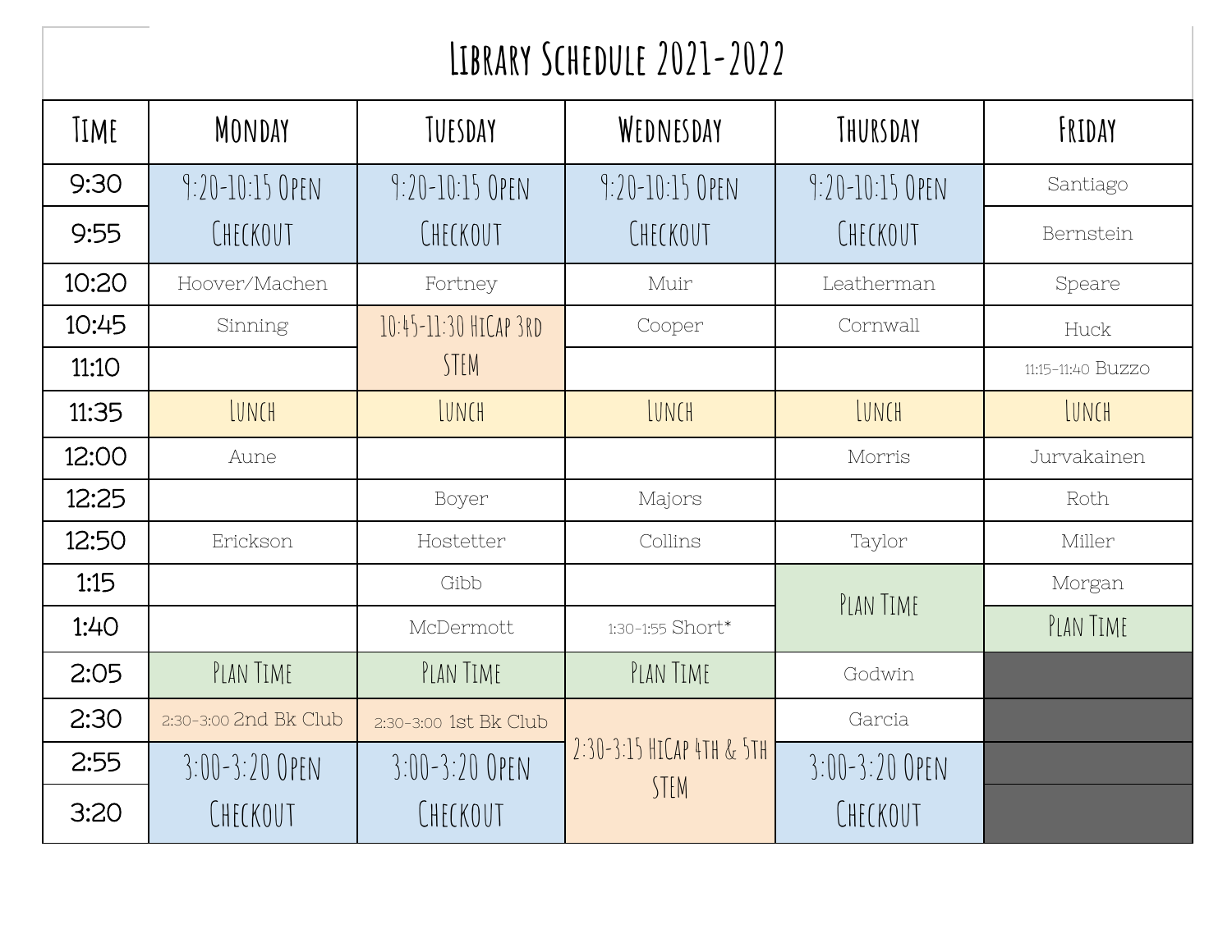# Library Schedule 2021-2022

| Time | Monday | Tuesday | Wednesday | Thursday | Friday |
|---|---|---|---|---|---|
| 9:30 | 9:20-10:15 Open Checkout | 9:20-10:15 Open Checkout | 9:20-10:15 Open Checkout | 9:20-10:15 Open Checkout | Santiago |
| 9:55 | | | | | Bernstein |
| 10:20 | Hoover/Machen | Fortney | Muir | Leatherman | Speare |
| 10:45 | Sinning | 10:45-11:30 HiCap 3rd STEM | Cooper | Cornwall | Huck |
| 11:10 | | | | | 11:15-11:40 Buzzo |
| 11:35 | Lunch | Lunch | Lunch | Lunch | Lunch |
| 12:00 | Aune | | | Morris | Jurvakainen |
| 12:25 | | Boyer | Majors | | Roth |
| 12:50 | Erickson | Hostetter | Collins | Taylor | Miller |
| 1:15 | | Gibb | | Plan Time | Morgan |
| 1:40 | | McDermott | 1:30-1:55 Short* | | Plan Time |
| 2:05 | Plan Time | Plan Time | Plan Time | Godwin | |
| 2:30 | 2:30-3:00 2nd Bk Club | 2:30-3:00 1st Bk Club | 2:30-3:15 HiCap 4th & 5th STEM | Garcia | |
| 2:55 | 3:00-3:20 Open Checkout | 3:00-3:20 Open Checkout | | 3:00-3:20 Open Checkout | |
| 3:20 | | | | | |